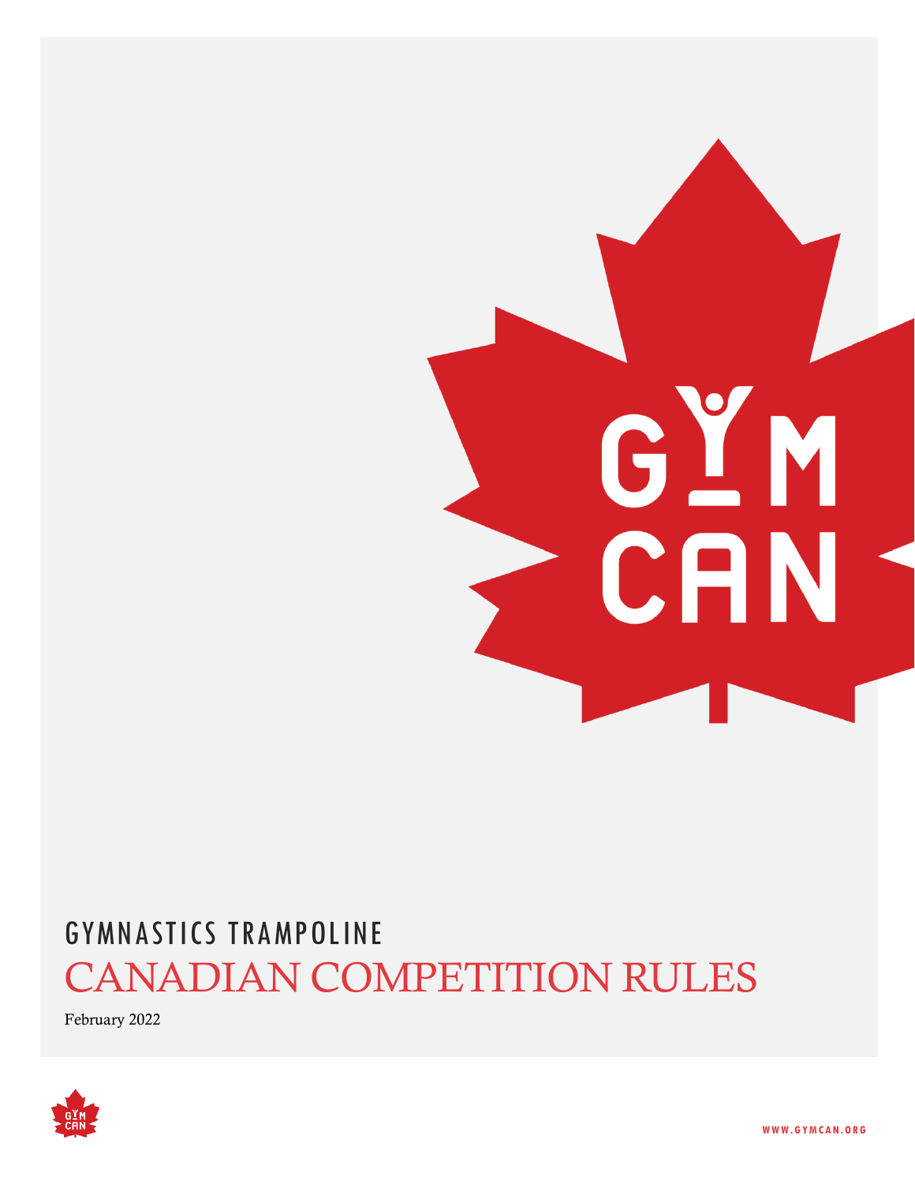# GYMNASTICS TRAMPOLINE

# CANADIAN COMPETITION RULES

February 2022

WWW.GYMCAN.ORG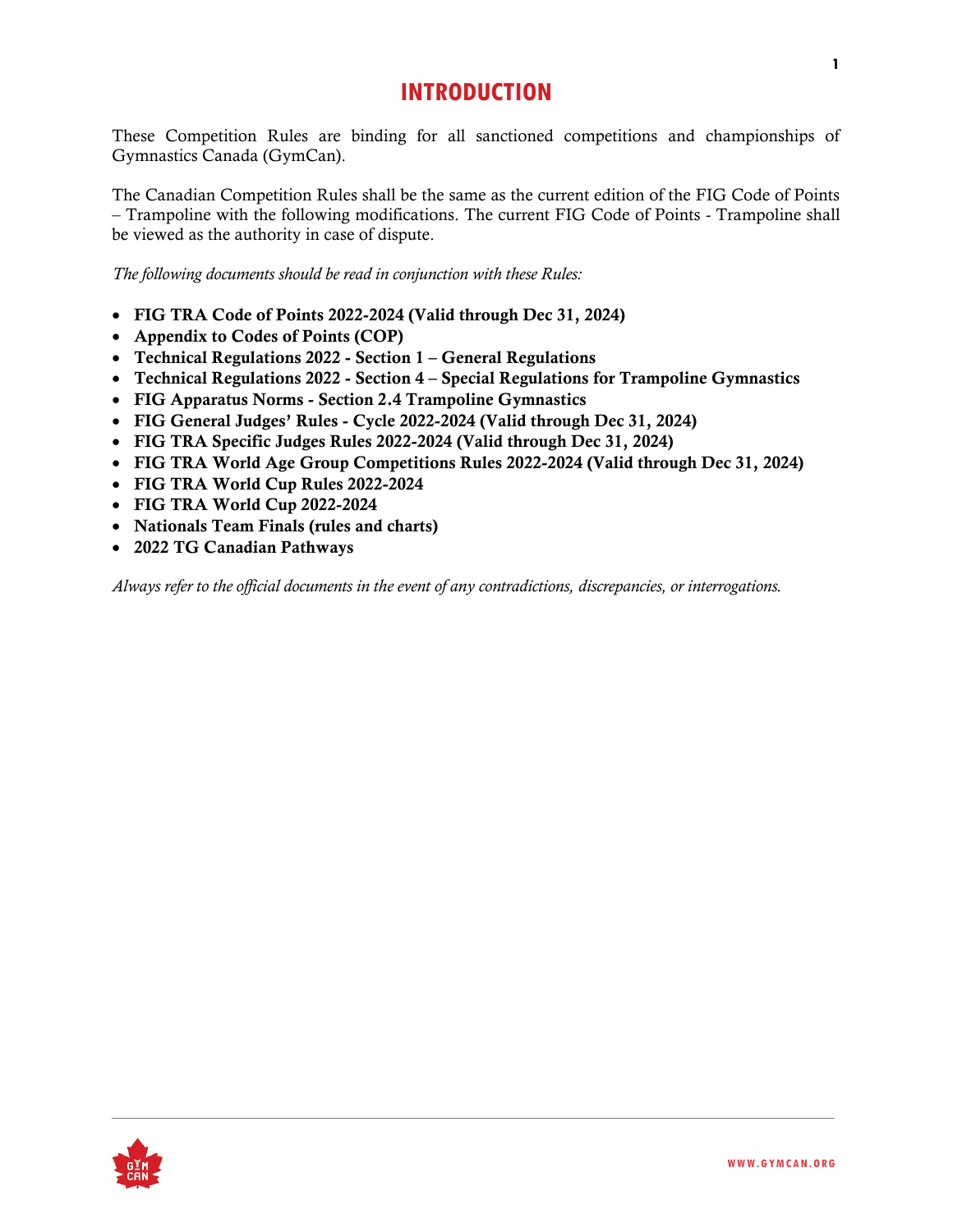# INTRODUCTION

These Competition Rules are binding for all sanctioned competitions and championships of Gymnastics Canada (GymCan).

The Canadian Competition Rules shall be the same as the current edition of the FIG Code of Points – Trampoline with the following modifications. The current FIG Code of Points - Trampoline shall be viewed as the authority in case of dispute.

*The following documents should be read in conjunction with these Rules:*

- **FIG TRA Code of Points 2022-2024 (Valid through Dec 31, 2024)**
- **Appendix to Codes of Points (COP)**
- **Technical Regulations 2022 - Section 1 – General Regulations**
- **Technical Regulations 2022 - Section 4 – Special Regulations for Trampoline Gymnastics**
- **FIG Apparatus Norms - Section 2.4 Trampoline Gymnastics**
- **FIG General Judges' Rules - Cycle 2022-2024 (Valid through Dec 31, 2024)**
- **FIG TRA Specific Judges Rules 2022-2024 (Valid through Dec 31, 2024)**
- **FIG TRA World Age Group Competitions Rules 2022-2024 (Valid through Dec 31, 2024)**
- **FIG TRA World Cup Rules 2022-2024**
- **FIG TRA World Cup 2022-2024**
- **Nationals Team Finals (rules and charts)**
- **2022 TG Canadian Pathways**

*Always refer to the official documents in the event of any contradictions, discrepancies, or interrogations.*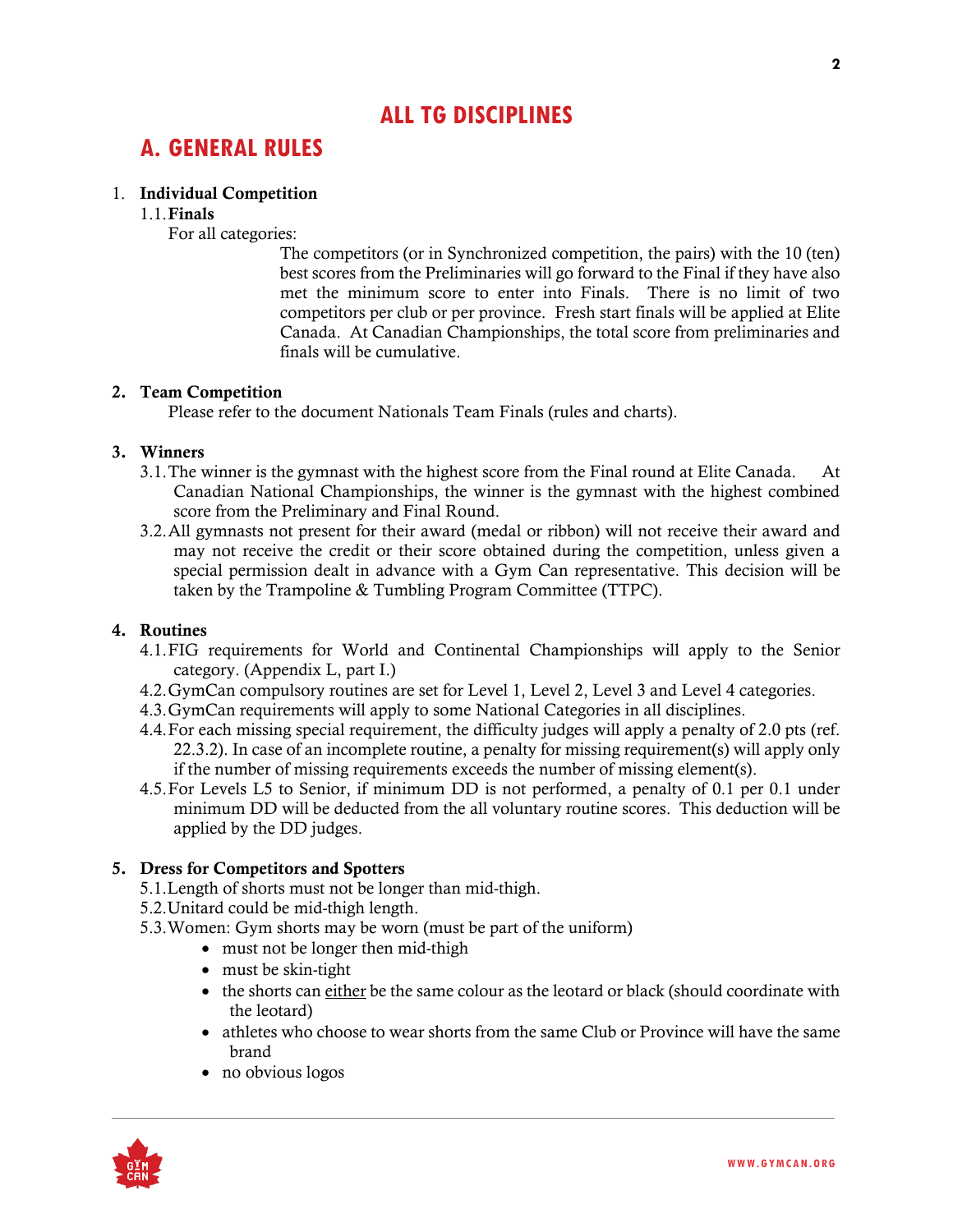# ALL TG DISCIPLINES

## A. GENERAL RULES

1. **Individual Competition**

   1.1. **Finals**

   For all categories:

   The competitors (or in Synchronized competition, the pairs) with the 10 (ten) best scores from the Preliminaries will go forward to the Final if they have also met the minimum score to enter into Finals. There is no limit of two competitors per club or per province. Fresh start finals will be applied at Elite Canada. At Canadian Championships, the total score from preliminaries and finals will be cumulative.

2. **Team Competition**

   Please refer to the document Nationals Team Finals (rules and charts).

3. **Winners**

   3.1. The winner is the gymnast with the highest score from the Final round at Elite Canada. At Canadian National Championships, the winner is the gymnast with the highest combined score from the Preliminary and Final Round.

   3.2. All gymnasts not present for their award (medal or ribbon) will not receive their award and may not receive the credit or their score obtained during the competition, unless given a special permission dealt in advance with a Gym Can representative. This decision will be taken by the Trampoline & Tumbling Program Committee (TTPC).

4. **Routines**

   4.1. FIG requirements for World and Continental Championships will apply to the Senior category. (Appendix L, part I.)

   4.2. GymCan compulsory routines are set for Level 1, Level 2, Level 3 and Level 4 categories.

   4.3. GymCan requirements will apply to some National Categories in all disciplines.

   4.4. For each missing special requirement, the difficulty judges will apply a penalty of 2.0 pts (ref. 22.3.2). In case of an incomplete routine, a penalty for missing requirement(s) will apply only if the number of missing requirements exceeds the number of missing element(s).

   4.5. For Levels L5 to Senior, if minimum DD is not performed, a penalty of 0.1 per 0.1 under minimum DD will be deducted from the all voluntary routine scores. This deduction will be applied by the DD judges.

5. **Dress for Competitors and Spotters**

   5.1. Length of shorts must not be longer than mid-thigh.

   5.2. Unitard could be mid-thigh length.

   5.3. Women: Gym shorts may be worn (must be part of the uniform)

   - must not be longer then mid-thigh
   - must be skin-tight
   - the shorts can <u>either</u> be the same colour as the leotard or black (should coordinate with the leotard)
   - athletes who choose to wear shorts from the same Club or Province will have the same brand
   - no obvious logos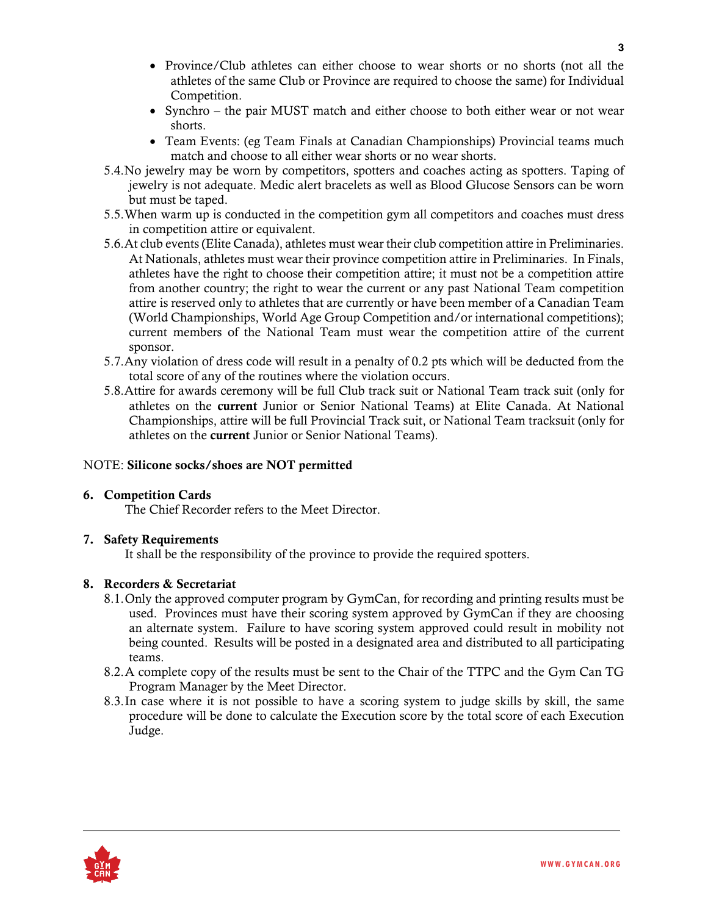- Province/Club athletes can either choose to wear shorts or no shorts (not all the athletes of the same Club or Province are required to choose the same) for Individual Competition.
- Synchro – the pair MUST match and either choose to both either wear or not wear shorts.
- Team Events: (eg Team Finals at Canadian Championships) Provincial teams much match and choose to all either wear shorts or no wear shorts.

5.4. No jewelry may be worn by competitors, spotters and coaches acting as spotters. Taping of jewelry is not adequate. Medic alert bracelets as well as Blood Glucose Sensors can be worn but must be taped.

5.5. When warm up is conducted in the competition gym all competitors and coaches must dress in competition attire or equivalent.

5.6. At club events (Elite Canada), athletes must wear their club competition attire in Preliminaries. At Nationals, athletes must wear their province competition attire in Preliminaries. In Finals, athletes have the right to choose their competition attire; it must not be a competition attire from another country; the right to wear the current or any past National Team competition attire is reserved only to athletes that are currently or have been member of a Canadian Team (World Championships, World Age Group Competition and/or international competitions); current members of the National Team must wear the competition attire of the current sponsor.

5.7. Any violation of dress code will result in a penalty of 0.2 pts which will be deducted from the total score of any of the routines where the violation occurs.

5.8. Attire for awards ceremony will be full Club track suit or National Team track suit (only for athletes on the **current** Junior or Senior National Teams) at Elite Canada. At National Championships, attire will be full Provincial Track suit, or National Team tracksuit (only for athletes on the **current** Junior or Senior National Teams).

NOTE: **Silicone socks/shoes are NOT permitted**

## 6. Competition Cards

The Chief Recorder refers to the Meet Director.

## 7. Safety Requirements

It shall be the responsibility of the province to provide the required spotters.

## 8. Recorders & Secretariat

8.1. Only the approved computer program by GymCan, for recording and printing results must be used. Provinces must have their scoring system approved by GymCan if they are choosing an alternate system. Failure to have scoring system approved could result in mobility not being counted. Results will be posted in a designated area and distributed to all participating teams.

8.2. A complete copy of the results must be sent to the Chair of the TTPC and the Gym Can TG Program Manager by the Meet Director.

8.3. In case where it is not possible to have a scoring system to judge skills by skill, the same procedure will be done to calculate the Execution score by the total score of each Execution Judge.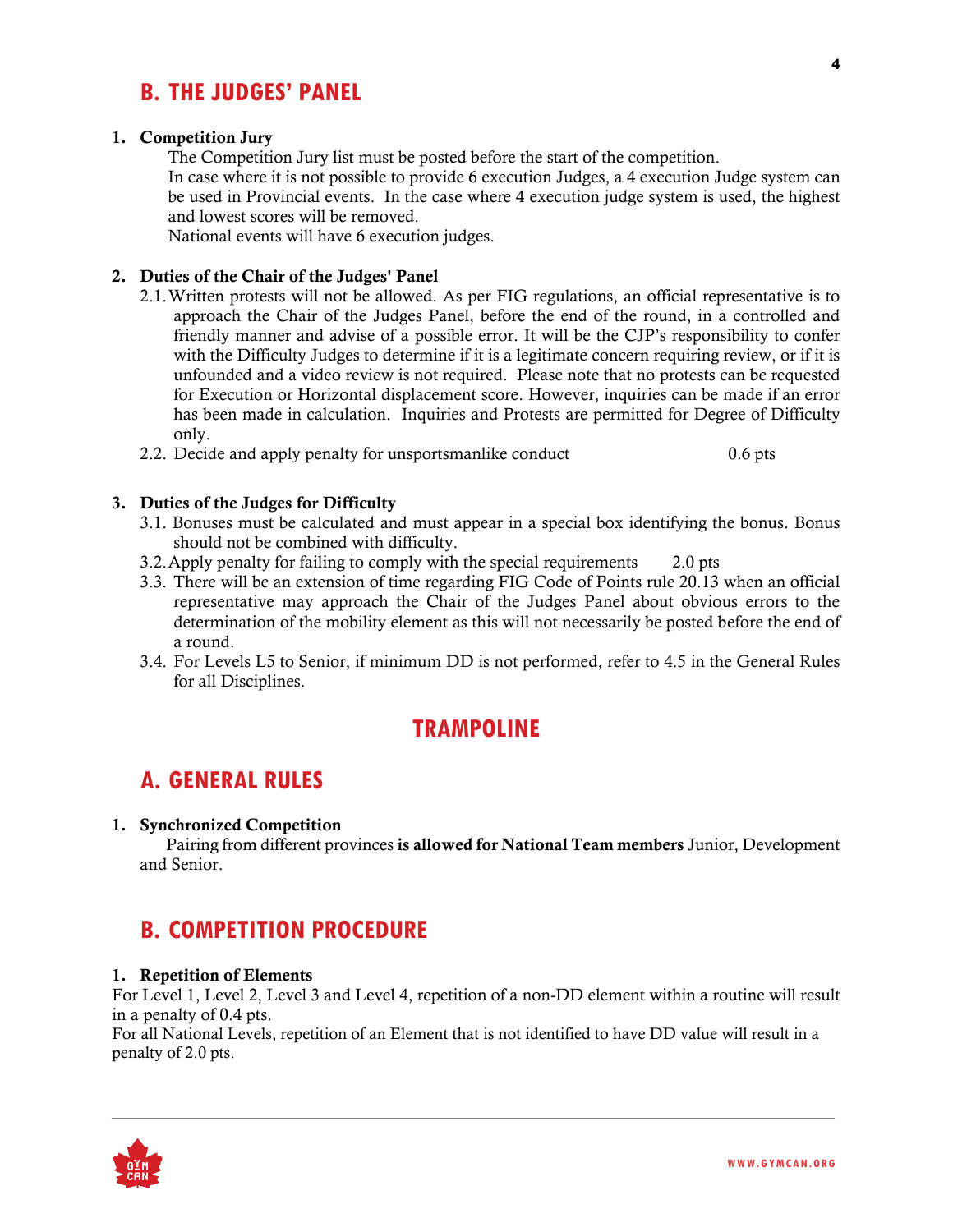## B. THE JUDGES' PANEL

**1. Competition Jury**

The Competition Jury list must be posted before the start of the competition.
In case where it is not possible to provide 6 execution Judges, a 4 execution Judge system can be used in Provincial events. In the case where 4 execution judge system is used, the highest and lowest scores will be removed.
National events will have 6 execution judges.

**2. Duties of the Chair of the Judges' Panel**

2.1. Written protests will not be allowed. As per FIG regulations, an official representative is to approach the Chair of the Judges Panel, before the end of the round, in a controlled and friendly manner and advise of a possible error. It will be the CJP's responsibility to confer with the Difficulty Judges to determine if it is a legitimate concern requiring review, or if it is unfounded and a video review is not required. Please note that no protests can be requested for Execution or Horizontal displacement score. However, inquiries can be made if an error has been made in calculation. Inquiries and Protests are permitted for Degree of Difficulty only.

2.2. Decide and apply penalty for unsportsmanlike conduct 0.6 pts

**3. Duties of the Judges for Difficulty**

3.1. Bonuses must be calculated and must appear in a special box identifying the bonus. Bonus should not be combined with difficulty.

3.2. Apply penalty for failing to comply with the special requirements 2.0 pts

3.3. There will be an extension of time regarding FIG Code of Points rule 20.13 when an official representative may approach the Chair of the Judges Panel about obvious errors to the determination of the mobility element as this will not necessarily be posted before the end of a round.

3.4. For Levels L5 to Senior, if minimum DD is not performed, refer to 4.5 in the General Rules for all Disciplines.

# TRAMPOLINE

## A. GENERAL RULES

**1. Synchronized Competition**

Pairing from different provinces **is allowed for National Team members** Junior, Development and Senior.

## B. COMPETITION PROCEDURE

**1. Repetition of Elements**

For Level 1, Level 2, Level 3 and Level 4, repetition of a non-DD element within a routine will result in a penalty of 0.4 pts.
For all National Levels, repetition of an Element that is not identified to have DD value will result in a penalty of 2.0 pts.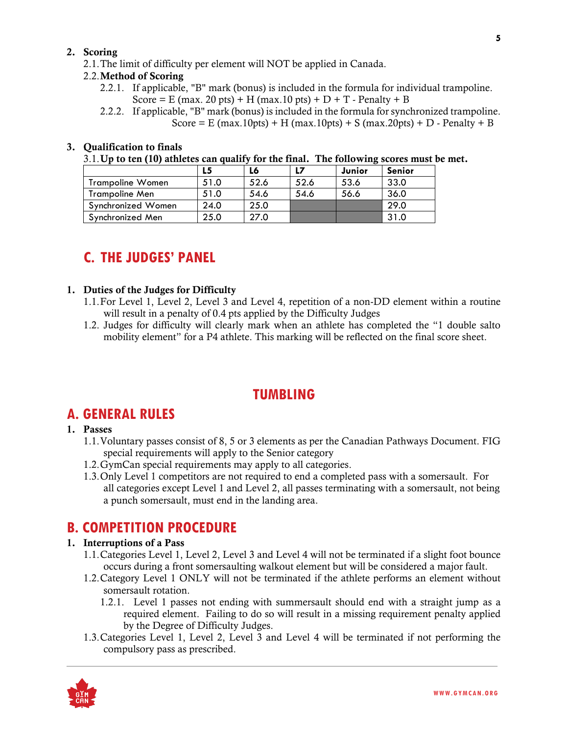2. **Scoring**

2.1. The limit of difficulty per element will NOT be applied in Canada.

2.2. **Method of Scoring**

2.2.1. If applicable, "B" mark (bonus) is included in the formula for individual trampoline.
Score = E (max. 20 pts) + H (max.10 pts) + D + T - Penalty + B

2.2.2. If applicable, "B" mark (bonus) is included in the formula for synchronized trampoline.
Score = E (max.10pts) + H (max.10pts) + S (max.20pts) + D - Penalty + B

3. **Qualification to finals**

3.1. **Up to ten (10) athletes can qualify for the final. The following scores must be met.**

| | L5 | L6 | L7 | Junior | Senior |
|---|---|---|---|---|---|
| Trampoline Women | 51.0 | 52.6 | 52.6 | 53.6 | 33.0 |
| Trampoline Men | 51.0 | 54.6 | 54.6 | 56.6 | 36.0 |
| Synchronized Women | 24.0 | 25.0 | | | 29.0 |
| Synchronized Men | 25.0 | 27.0 | | | 31.0 |

## C. THE JUDGES' PANEL

1. **Duties of the Judges for Difficulty**

1.1. For Level 1, Level 2, Level 3 and Level 4, repetition of a non-DD element within a routine will result in a penalty of 0.4 pts applied by the Difficulty Judges

1.2. Judges for difficulty will clearly mark when an athlete has completed the "1 double salto mobility element" for a P4 athlete. This marking will be reflected on the final score sheet.

# TUMBLING

## A. GENERAL RULES

1. **Passes**

1.1. Voluntary passes consist of 8, 5 or 3 elements as per the Canadian Pathways Document. FIG special requirements will apply to the Senior category

1.2. GymCan special requirements may apply to all categories.

1.3. Only Level 1 competitors are not required to end a completed pass with a somersault. For all categories except Level 1 and Level 2, all passes terminating with a somersault, not being a punch somersault, must end in the landing area.

## B. COMPETITION PROCEDURE

1. **Interruptions of a Pass**

1.1. Categories Level 1, Level 2, Level 3 and Level 4 will not be terminated if a slight foot bounce occurs during a front somersaulting walkout element but will be considered a major fault.

1.2. Category Level 1 ONLY will not be terminated if the athlete performs an element without somersault rotation.

1.2.1. Level 1 passes not ending with summersault should end with a straight jump as a required element. Failing to do so will result in a missing requirement penalty applied by the Degree of Difficulty Judges.

1.3. Categories Level 1, Level 2, Level 3 and Level 4 will be terminated if not performing the compulsory pass as prescribed.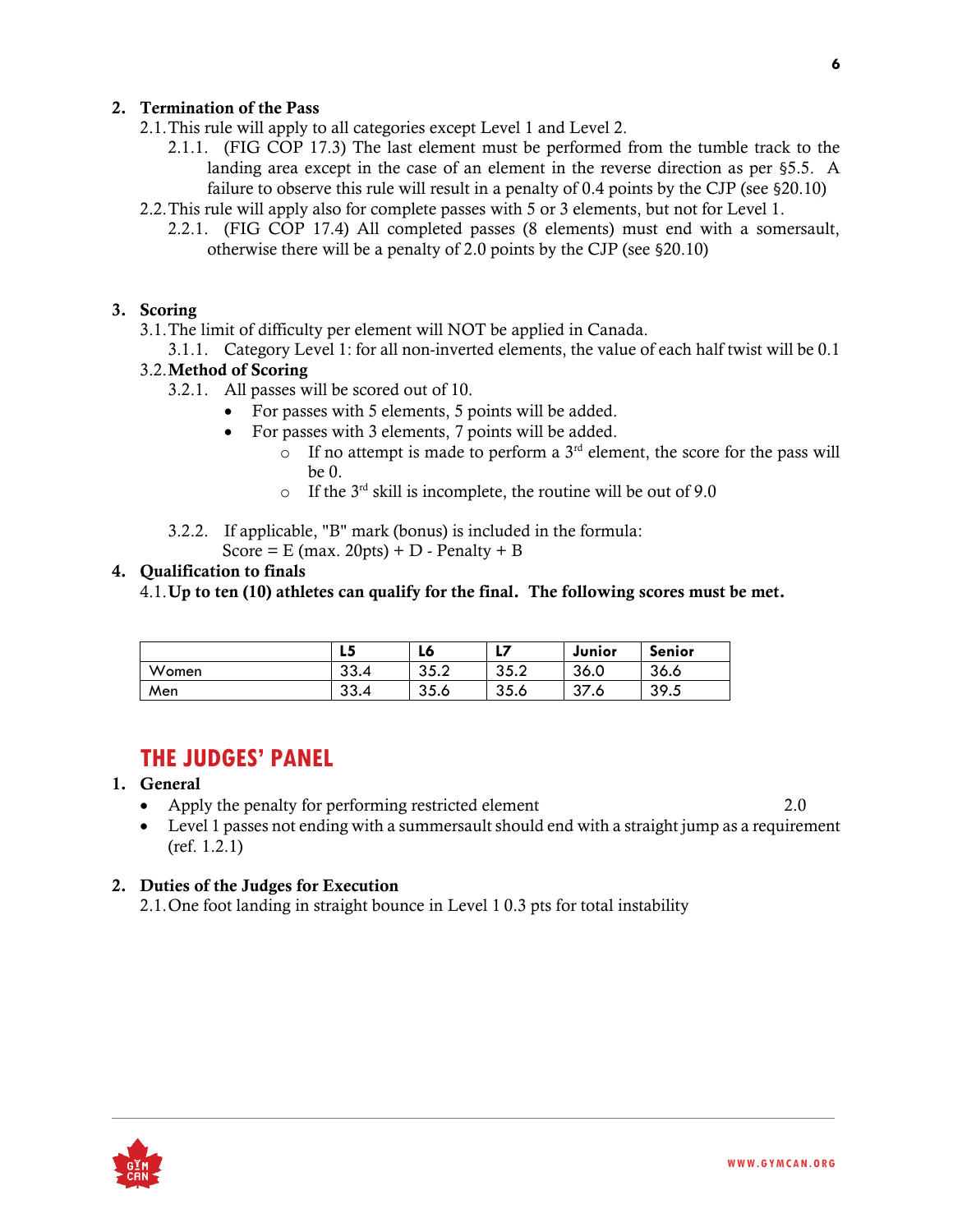2. **Termination of the Pass**

2.1. This rule will apply to all categories except Level 1 and Level 2.

2.1.1. (FIG COP 17.3) The last element must be performed from the tumble track to the landing area except in the case of an element in the reverse direction as per §5.5. A failure to observe this rule will result in a penalty of 0.4 points by the CJP (see §20.10)

2.2. This rule will apply also for complete passes with 5 or 3 elements, but not for Level 1.

2.2.1. (FIG COP 17.4) All completed passes (8 elements) must end with a somersault, otherwise there will be a penalty of 2.0 points by the CJP (see §20.10)

3. **Scoring**

3.1. The limit of difficulty per element will NOT be applied in Canada.

3.1.1. Category Level 1: for all non-inverted elements, the value of each half twist will be 0.1

3.2. **Method of Scoring**

3.2.1. All passes will be scored out of 10.

- For passes with 5 elements, 5 points will be added.
- For passes with 3 elements, 7 points will be added.
  - If no attempt is made to perform a 3rd element, the score for the pass will be 0.
  - If the 3rd skill is incomplete, the routine will be out of 9.0

3.2.2. If applicable, "B" mark (bonus) is included in the formula:
Score = E (max. 20pts) + D - Penalty + B

4. **Qualification to finals**

4.1. **Up to ten (10) athletes can qualify for the final. The following scores must be met.**

| | L5 | L6 | L7 | Junior | Senior |
|---|---|---|---|---|---|
| Women | 33.4 | 35.2 | 35.2 | 36.0 | 36.6 |
| Men | 33.4 | 35.6 | 35.6 | 37.6 | 39.5 |

## THE JUDGES' PANEL

1. **General**

- Apply the penalty for performing restricted element 2.0
- Level 1 passes not ending with a summersault should end with a straight jump as a requirement (ref. 1.2.1)

2. **Duties of the Judges for Execution**

2.1. One foot landing in straight bounce in Level 1 0.3 pts for total instability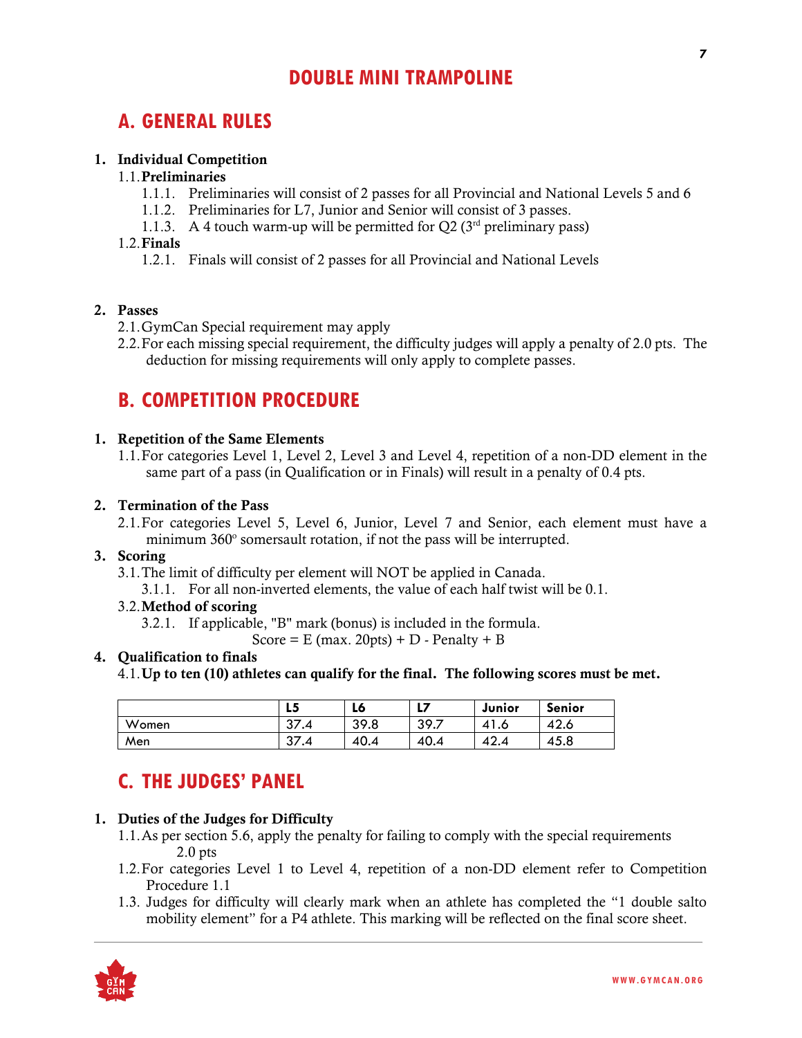# DOUBLE MINI TRAMPOLINE

## A. GENERAL RULES

1. **Individual Competition**
   1.1. **Preliminaries**
      1.1.1. Preliminaries will consist of 2 passes for all Provincial and National Levels 5 and 6
      1.1.2. Preliminaries for L7, Junior and Senior will consist of 3 passes.
      1.1.3. A 4 touch warm-up will be permitted for Q2 (3rd preliminary pass)
   1.2. **Finals**
      1.2.1. Finals will consist of 2 passes for all Provincial and National Levels

2. **Passes**
   2.1. GymCan Special requirement may apply
   2.2. For each missing special requirement, the difficulty judges will apply a penalty of 2.0 pts. The deduction for missing requirements will only apply to complete passes.

## B. COMPETITION PROCEDURE

1. **Repetition of the Same Elements**
   1.1. For categories Level 1, Level 2, Level 3 and Level 4, repetition of a non-DD element in the same part of a pass (in Qualification or in Finals) will result in a penalty of 0.4 pts.

2. **Termination of the Pass**
   2.1. For categories Level 5, Level 6, Junior, Level 7 and Senior, each element must have a minimum 360º somersault rotation, if not the pass will be interrupted.

3. **Scoring**
   3.1. The limit of difficulty per element will NOT be applied in Canada.
      3.1.1. For all non-inverted elements, the value of each half twist will be 0.1.
   3.2. **Method of scoring**
      3.2.1. If applicable, "B" mark (bonus) is included in the formula.
      Score = E (max. 20pts) + D - Penalty + B

4. **Qualification to finals**
   4.1. **Up to ten (10) athletes can qualify for the final. The following scores must be met.**

| | L5 | L6 | L7 | Junior | Senior |
|---|---|---|---|---|---|
| Women | 37.4 | 39.8 | 39.7 | 41.6 | 42.6 |
| Men | 37.4 | 40.4 | 40.4 | 42.4 | 45.8 |

## C. THE JUDGES' PANEL

1. **Duties of the Judges for Difficulty**
   1.1. As per section 5.6, apply the penalty for failing to comply with the special requirements 2.0 pts
   1.2. For categories Level 1 to Level 4, repetition of a non-DD element refer to Competition Procedure 1.1
   1.3. Judges for difficulty will clearly mark when an athlete has completed the "1 double salto mobility element" for a P4 athlete. This marking will be reflected on the final score sheet.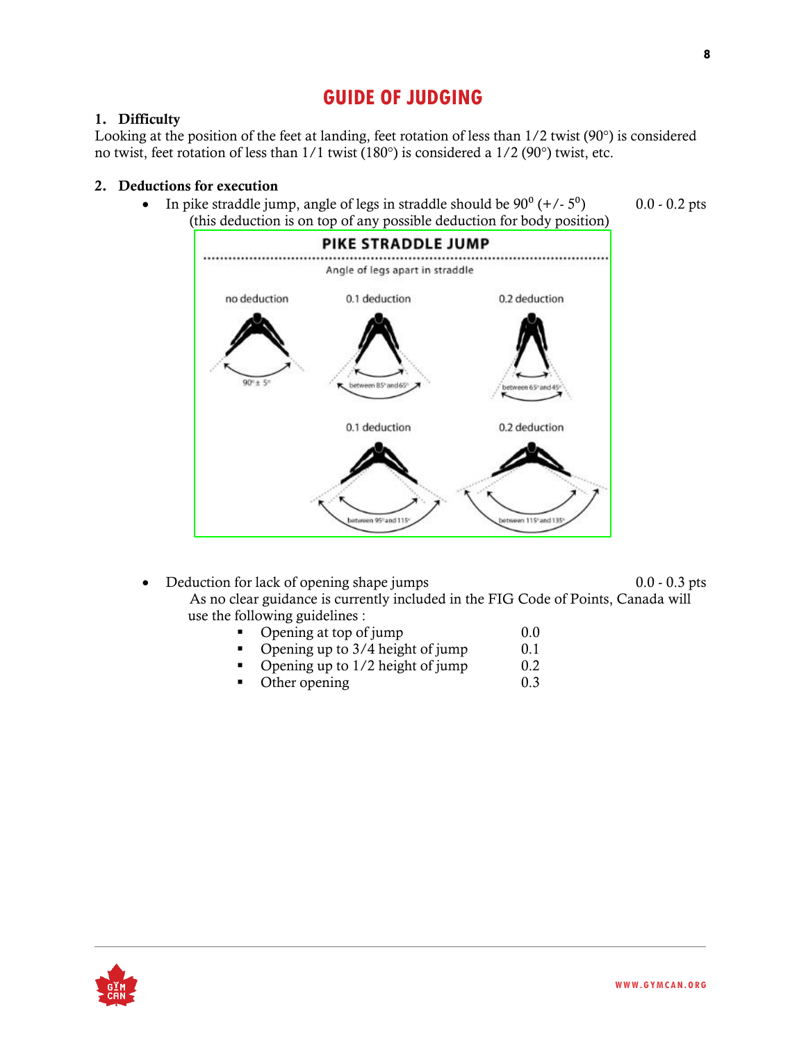# GUIDE OF JUDGING

## 1. Difficulty

Looking at the position of the feet at landing, feet rotation of less than 1/2 twist (90°) is considered no twist, feet rotation of less than 1/1 twist (180°) is considered a 1/2 (90°) twist, etc.

## 2. Deductions for execution

- In pike straddle jump, angle of legs in straddle should be $90^0$ (+/- $5^0$) 0.0 - 0.2 pts
  (this deduction is on top of any possible deduction for body position)

**PIKE STRADDLE JUMP**

Angle of legs apart in straddle

| no deduction | 0.1 deduction | 0.2 deduction |
|---|---|---|
| 90° ± 5° | between 85° and 65° | between 65° and 45° |
| | between 95° and 115° | between 115° and 135° |

- Deduction for lack of opening shape jumps 0.0 - 0.3 pts
  As no clear guidance is currently included in the FIG Code of Points, Canada will use the following guidelines :
  - Opening at top of jump 0.0
  - Opening up to 3/4 height of jump 0.1
  - Opening up to 1/2 height of jump 0.2
  - Other opening 0.3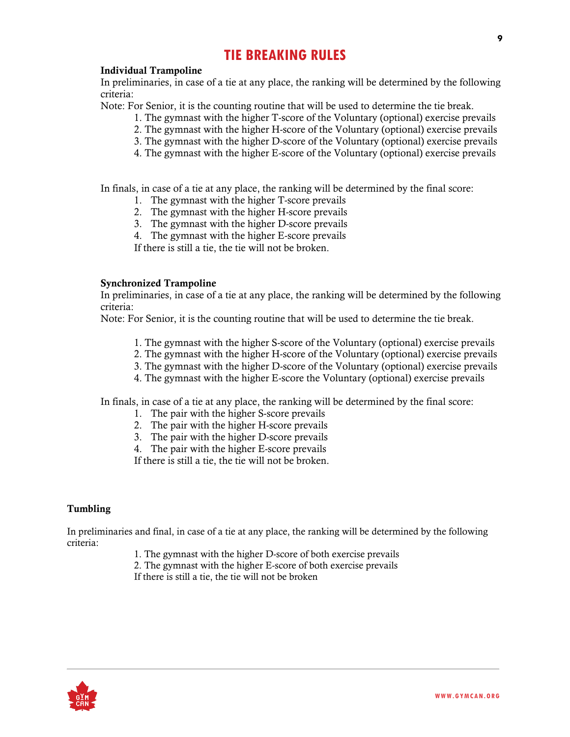# TIE BREAKING RULES

**Individual Trampoline**

In preliminaries, in case of a tie at any place, the ranking will be determined by the following criteria:

Note: For Senior, it is the counting routine that will be used to determine the tie break.

1. The gymnast with the higher T-score of the Voluntary (optional) exercise prevails
2. The gymnast with the higher H-score of the Voluntary (optional) exercise prevails
3. The gymnast with the higher D-score of the Voluntary (optional) exercise prevails
4. The gymnast with the higher E-score of the Voluntary (optional) exercise prevails

In finals, in case of a tie at any place, the ranking will be determined by the final score:

1. The gymnast with the higher T-score prevails
2. The gymnast with the higher H-score prevails
3. The gymnast with the higher D-score prevails
4. The gymnast with the higher E-score prevails

If there is still a tie, the tie will not be broken.

**Synchronized Trampoline**

In preliminaries, in case of a tie at any place, the ranking will be determined by the following criteria:

Note: For Senior, it is the counting routine that will be used to determine the tie break.

1. The gymnast with the higher S-score of the Voluntary (optional) exercise prevails
2. The gymnast with the higher H-score of the Voluntary (optional) exercise prevails
3. The gymnast with the higher D-score of the Voluntary (optional) exercise prevails
4. The gymnast with the higher E-score the Voluntary (optional) exercise prevails

In finals, in case of a tie at any place, the ranking will be determined by the final score:

1. The pair with the higher S-score prevails
2. The pair with the higher H-score prevails
3. The pair with the higher D-score prevails
4. The pair with the higher E-score prevails

If there is still a tie, the tie will not be broken.

**Tumbling**

In preliminaries and final, in case of a tie at any place, the ranking will be determined by the following criteria:

1. The gymnast with the higher D-score of both exercise prevails
2. The gymnast with the higher E-score of both exercise prevails

If there is still a tie, the tie will not be broken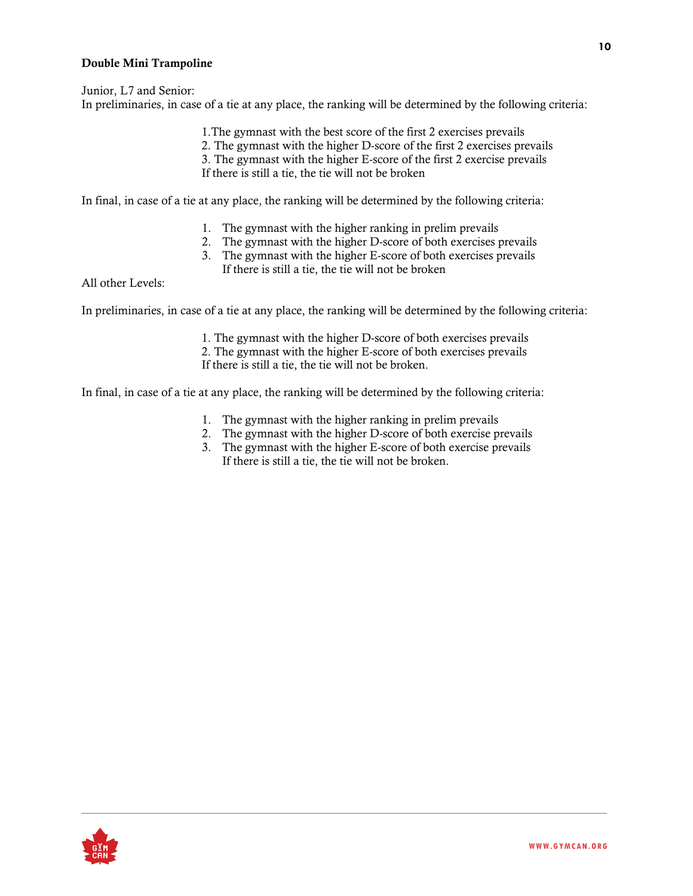**Double Mini Trampoline**

Junior, L7 and Senior:
In preliminaries, in case of a tie at any place, the ranking will be determined by the following criteria:

1.The gymnast with the best score of the first 2 exercises prevails
2. The gymnast with the higher D-score of the first 2 exercises prevails
3. The gymnast with the higher E-score of the first 2 exercise prevails
If there is still a tie, the tie will not be broken

In final, in case of a tie at any place, the ranking will be determined by the following criteria:

1. The gymnast with the higher ranking in prelim prevails
2. The gymnast with the higher D-score of both exercises prevails
3. The gymnast with the higher E-score of both exercises prevails
   If there is still a tie, the tie will not be broken

All other Levels:

In preliminaries, in case of a tie at any place, the ranking will be determined by the following criteria:

1. The gymnast with the higher D-score of both exercises prevails
2. The gymnast with the higher E-score of both exercises prevails
If there is still a tie, the tie will not be broken.

In final, in case of a tie at any place, the ranking will be determined by the following criteria:

1. The gymnast with the higher ranking in prelim prevails
2. The gymnast with the higher D-score of both exercise prevails
3. The gymnast with the higher E-score of both exercise prevails
   If there is still a tie, the tie will not be broken.